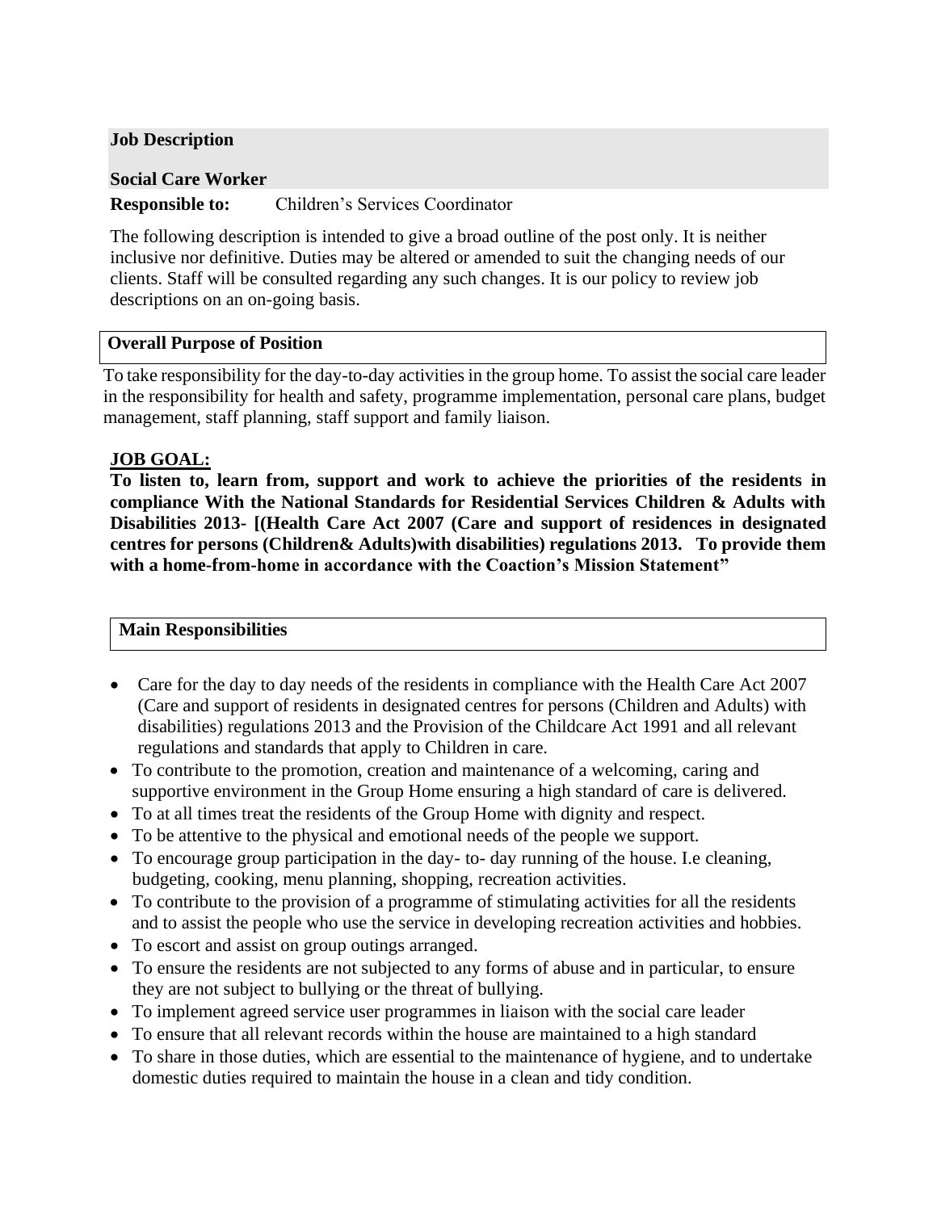## Job Description

### Social Care Worker

**Responsible to:** Children's Services Coordinator

The following description is intended to give a broad outline of the post only. It is neither inclusive nor definitive. Duties may be altered or amended to suit the changing needs of our clients. Staff will be consulted regarding any such changes. It is our policy to review job descriptions on an on-going basis.

### Overall Purpose of Position

To take responsibility for the day-to-day activities in the group home. To assist the social care leader in the responsibility for health and safety, programme implementation, personal care plans, budget management, staff planning, staff support and family liaison.

**JOB GOAL:**

**To listen to, learn from, support and work to achieve the priorities of the residents in compliance With the National Standards for Residential Services Children & Adults with Disabilities 2013- [(Health Care Act 2007 (Care and support of residences in designated centres for persons (Children& Adults)with disabilities) regulations 2013. To provide them with a home-from-home in accordance with the Coaction's Mission Statement"**

### Main Responsibilities

- Care for the day to day needs of the residents in compliance with the Health Care Act 2007 (Care and support of residents in designated centres for persons (Children and Adults) with disabilities) regulations 2013 and the Provision of the Childcare Act 1991 and all relevant regulations and standards that apply to Children in care.
- To contribute to the promotion, creation and maintenance of a welcoming, caring and supportive environment in the Group Home ensuring a high standard of care is delivered.
- To at all times treat the residents of the Group Home with dignity and respect.
- To be attentive to the physical and emotional needs of the people we support.
- To encourage group participation in the day- to- day running of the house. I.e cleaning, budgeting, cooking, menu planning, shopping, recreation activities.
- To contribute to the provision of a programme of stimulating activities for all the residents and to assist the people who use the service in developing recreation activities and hobbies.
- To escort and assist on group outings arranged.
- To ensure the residents are not subjected to any forms of abuse and in particular, to ensure they are not subject to bullying or the threat of bullying.
- To implement agreed service user programmes in liaison with the social care leader
- To ensure that all relevant records within the house are maintained to a high standard
- To share in those duties, which are essential to the maintenance of hygiene, and to undertake domestic duties required to maintain the house in a clean and tidy condition.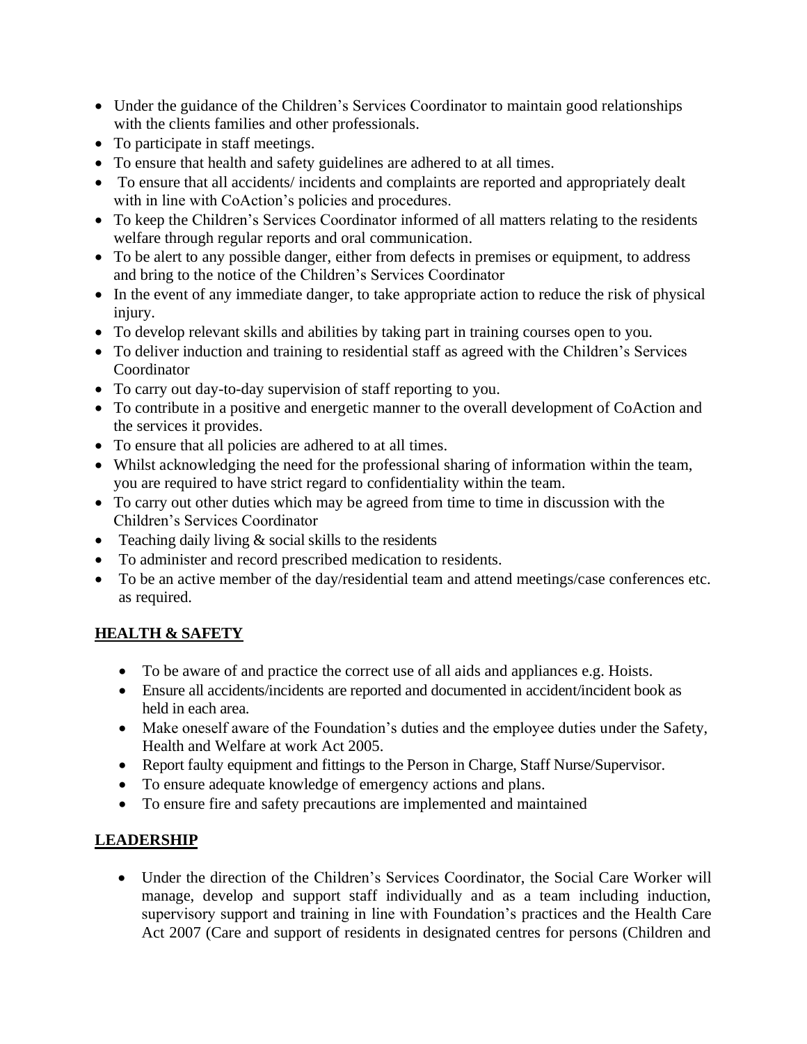- Under the guidance of the Children's Services Coordinator to maintain good relationships with the clients families and other professionals.
- To participate in staff meetings.
- To ensure that health and safety guidelines are adhered to at all times.
- To ensure that all accidents/ incidents and complaints are reported and appropriately dealt with in line with CoAction's policies and procedures.
- To keep the Children's Services Coordinator informed of all matters relating to the residents welfare through regular reports and oral communication.
- To be alert to any possible danger, either from defects in premises or equipment, to address and bring to the notice of the Children's Services Coordinator
- In the event of any immediate danger, to take appropriate action to reduce the risk of physical injury.
- To develop relevant skills and abilities by taking part in training courses open to you.
- To deliver induction and training to residential staff as agreed with the Children's Services Coordinator
- To carry out day-to-day supervision of staff reporting to you.
- To contribute in a positive and energetic manner to the overall development of CoAction and the services it provides.
- To ensure that all policies are adhered to at all times.
- Whilst acknowledging the need for the professional sharing of information within the team, you are required to have strict regard to confidentiality within the team.
- To carry out other duties which may be agreed from time to time in discussion with the Children's Services Coordinator
- Teaching daily living & social skills to the residents
- To administer and record prescribed medication to residents.
- To be an active member of the day/residential team and attend meetings/case conferences etc. as required.

**HEALTH & SAFETY**

- To be aware of and practice the correct use of all aids and appliances e.g. Hoists.
- Ensure all accidents/incidents are reported and documented in accident/incident book as held in each area.
- Make oneself aware of the Foundation's duties and the employee duties under the Safety, Health and Welfare at work Act 2005.
- Report faulty equipment and fittings to the Person in Charge, Staff Nurse/Supervisor.
- To ensure adequate knowledge of emergency actions and plans.
- To ensure fire and safety precautions are implemented and maintained

**LEADERSHIP**

- Under the direction of the Children's Services Coordinator, the Social Care Worker will manage, develop and support staff individually and as a team including induction, supervisory support and training in line with Foundation's practices and the Health Care Act 2007 (Care and support of residents in designated centres for persons (Children and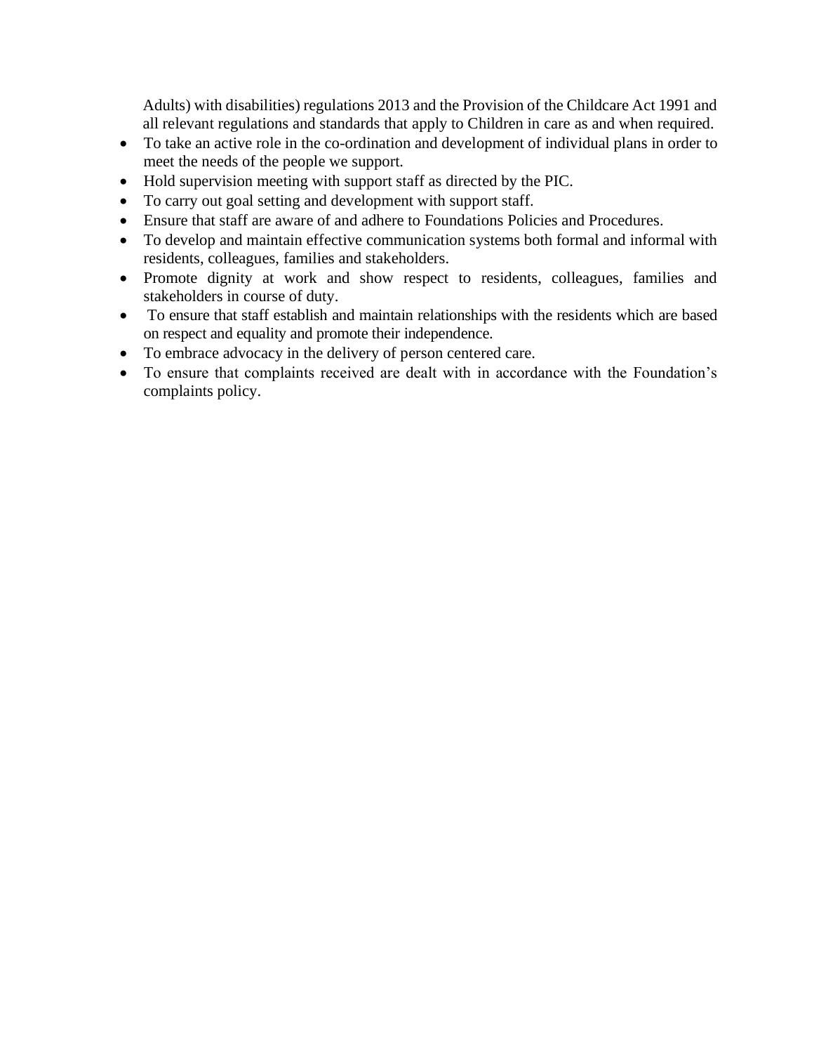Adults) with disabilities) regulations 2013 and the Provision of the Childcare Act 1991 and all relevant regulations and standards that apply to Children in care as and when required.

- To take an active role in the co-ordination and development of individual plans in order to meet the needs of the people we support.
- Hold supervision meeting with support staff as directed by the PIC.
- To carry out goal setting and development with support staff.
- Ensure that staff are aware of and adhere to Foundations Policies and Procedures.
- To develop and maintain effective communication systems both formal and informal with residents, colleagues, families and stakeholders.
- Promote dignity at work and show respect to residents, colleagues, families and stakeholders in course of duty.
- To ensure that staff establish and maintain relationships with the residents which are based on respect and equality and promote their independence.
- To embrace advocacy in the delivery of person centered care.
- To ensure that complaints received are dealt with in accordance with the Foundation's complaints policy.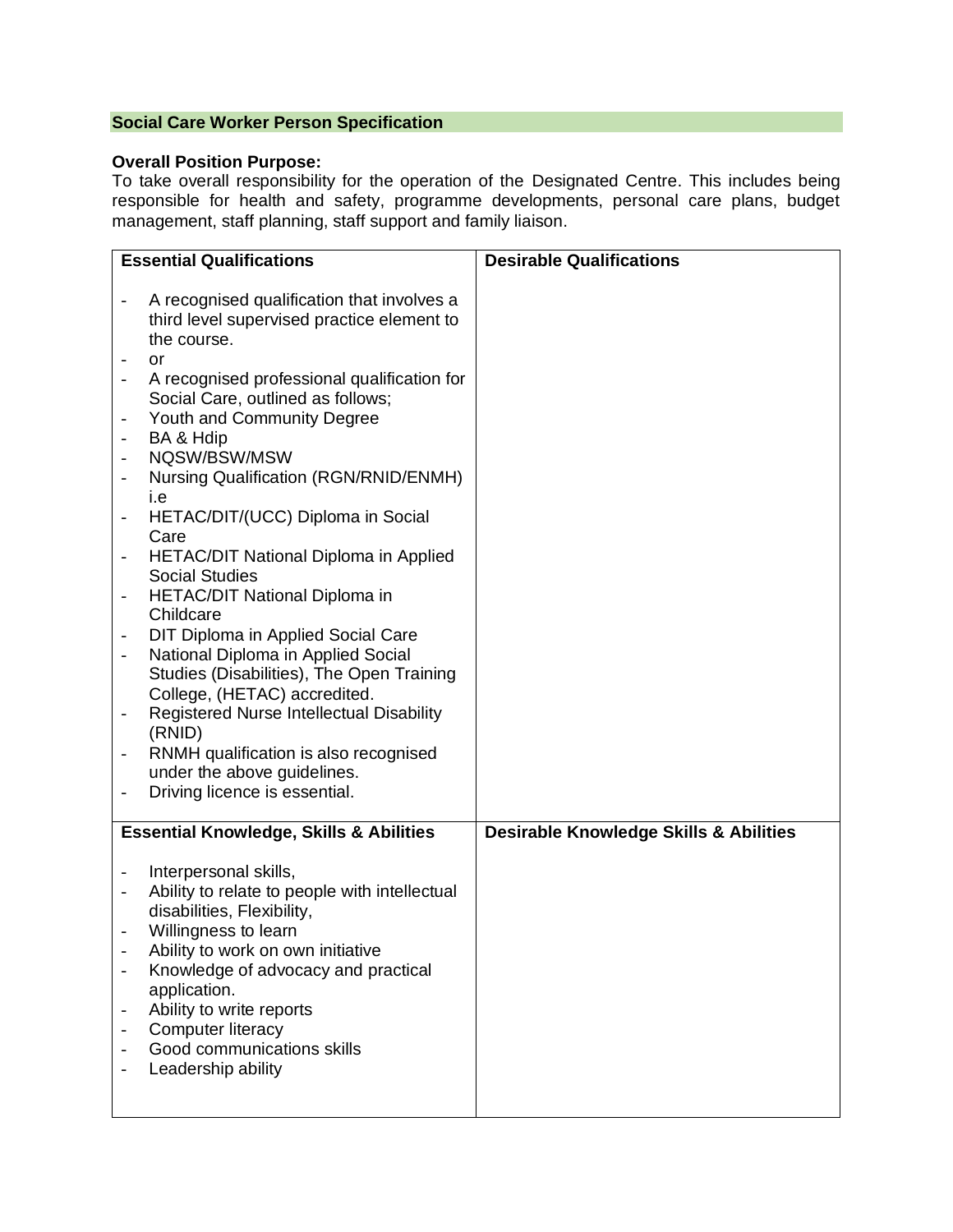## Social Care Worker Person Specification

**Overall Position Purpose:**
To take overall responsibility for the operation of the Designated Centre. This includes being responsible for health and safety, programme developments, personal care plans, budget management, staff planning, staff support and family liaison.

| Essential Qualifications | Desirable Qualifications |
|---|---|
| - A recognised qualification that involves a third level supervised practice element to the course.<br>- or<br>- A recognised professional qualification for Social Care, outlined as follows;<br>- Youth and Community Degree<br>- BA & Hdip<br>- NQSW/BSW/MSW<br>- Nursing Qualification (RGN/RNID/ENMH) i.e<br>- HETAC/DIT/(UCC) Diploma in Social Care<br>- HETAC/DIT National Diploma in Applied Social Studies<br>- HETAC/DIT National Diploma in Childcare<br>- DIT Diploma in Applied Social Care<br>- National Diploma in Applied Social Studies (Disabilities), The Open Training College, (HETAC) accredited.<br>- Registered Nurse Intellectual Disability (RNID)<br>- RNMH qualification is also recognised under the above guidelines.<br>- Driving licence is essential. | |
| **Essential Knowledge, Skills & Abilities** | **Desirable Knowledge Skills & Abilities** |
| - Interpersonal skills,<br>- Ability to relate to people with intellectual disabilities, Flexibility,<br>- Willingness to learn<br>- Ability to work on own initiative<br>- Knowledge of advocacy and practical application.<br>- Ability to write reports<br>- Computer literacy<br>- Good communications skills<br>- Leadership ability | |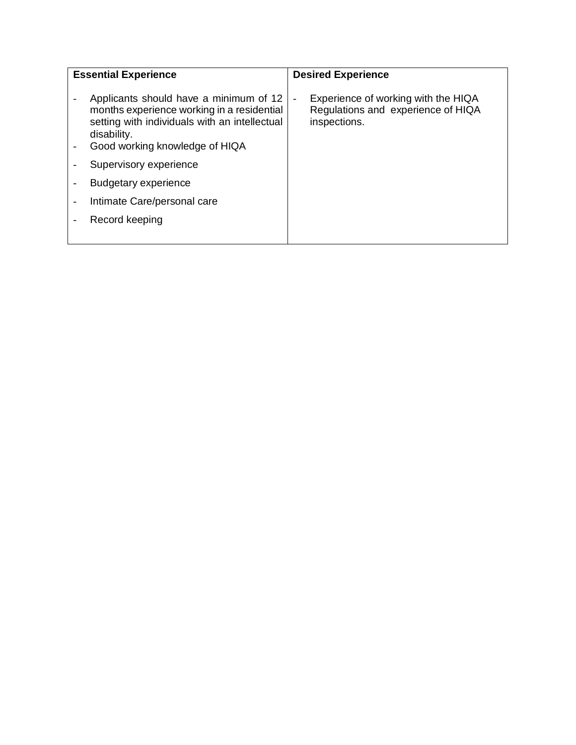| Essential Experience | Desired Experience |
| --- | --- |
| - Applicants should have a minimum of 12 months experience working in a residential setting with individuals with an intellectual disability.<br>- Good working knowledge of HIQA<br>- Supervisory experience<br>- Budgetary experience<br>- Intimate Care/personal care<br>- Record keeping | - Experience of working with the HIQA Regulations and experience of HIQA inspections. |